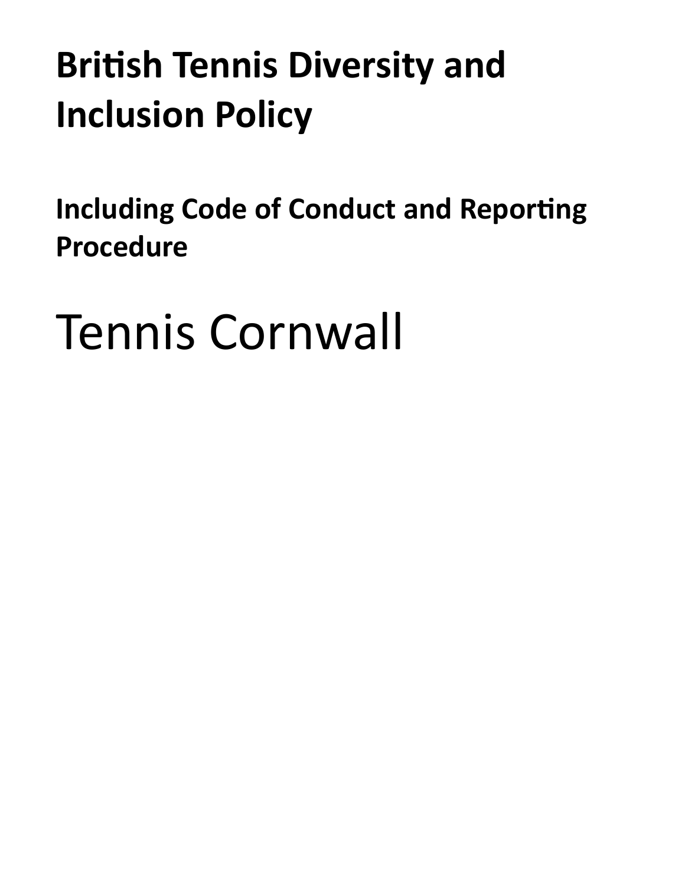# British Tennis Diversity and Inclusion Policy

## Including Code of Conduct and Reporting Procedure

Tennis Cornwall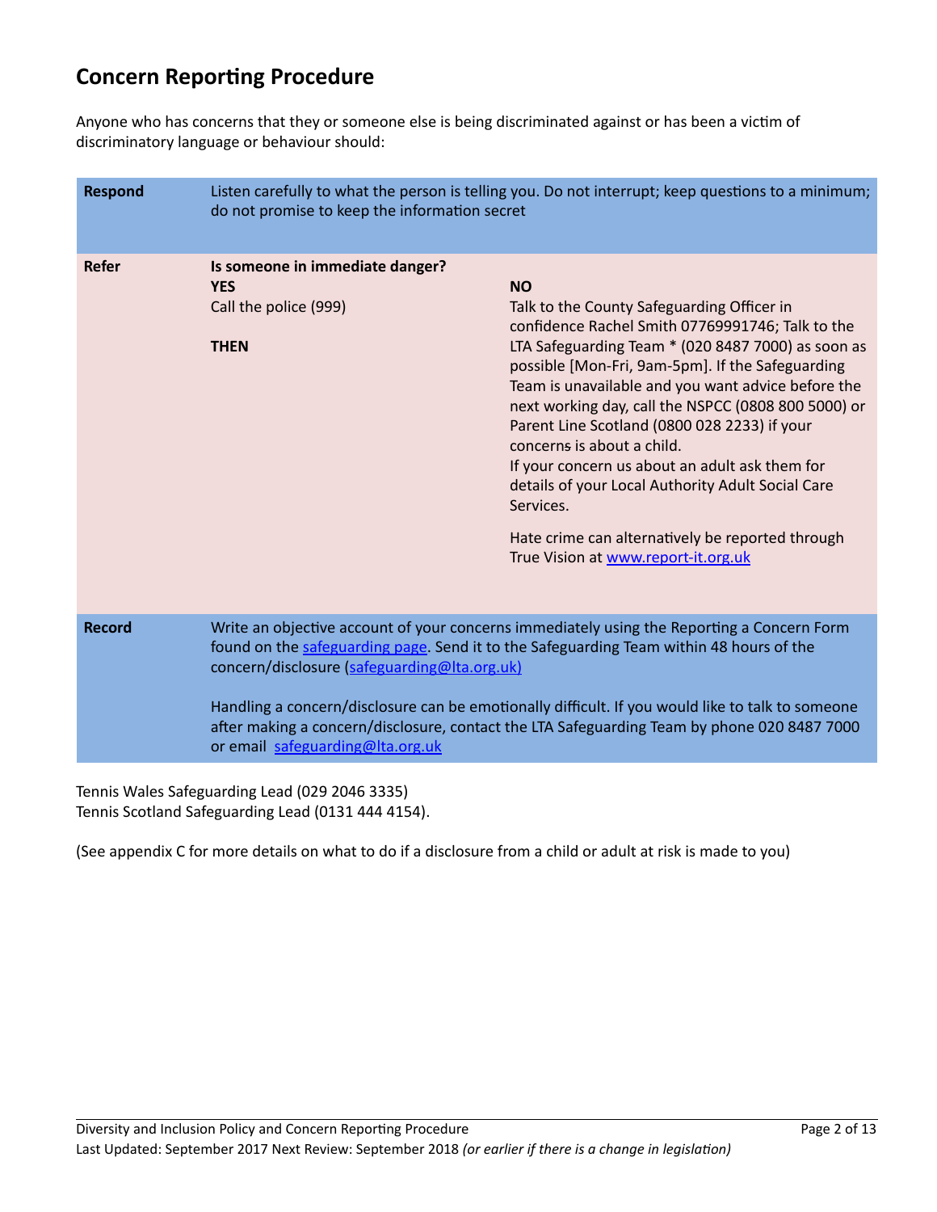## Concern Reporting Procedure

Anyone who has concerns that they or someone else is being discriminated against or has been a victim of discriminatory language or behaviour should:

| | | |
|---|---|---|
| **Respond** | Listen carefully to what the person is telling you. Do not interrupt; keep questions to a minimum; do not promise to keep the information secret | |
| **Refer** | **Is someone in immediate danger?**<br>**YES**<br>Call the police (999)<br><br>**THEN** | **NO**<br>Talk to the County Safeguarding Officer in confidence Rachel Smith 07769991746; Talk to the LTA Safeguarding Team * (020 8487 7000) as soon as possible [Mon-Fri, 9am-5pm]. If the Safeguarding Team is unavailable and you want advice before the next working day, call the NSPCC (0808 800 5000) or Parent Line Scotland (0800 028 2233) if your concerns is about a child.<br>If your concern us about an adult ask them for details of your Local Authority Adult Social Care Services.<br><br>Hate crime can alternatively be reported through True Vision at www.report-it.org.uk |
| **Record** | Write an objective account of your concerns immediately using the Reporting a Concern Form found on the safeguarding page. Send it to the Safeguarding Team within 48 hours of the concern/disclosure (safeguarding@lta.org.uk)<br><br>Handling a concern/disclosure can be emotionally difficult. If you would like to talk to someone after making a concern/disclosure, contact the LTA Safeguarding Team by phone 020 8487 7000 or email safeguarding@lta.org.uk | |

Tennis Wales Safeguarding Lead (029 2046 3335)
Tennis Scotland Safeguarding Lead (0131 444 4154).

(See appendix C for more details on what to do if a disclosure from a child or adult at risk is made to you)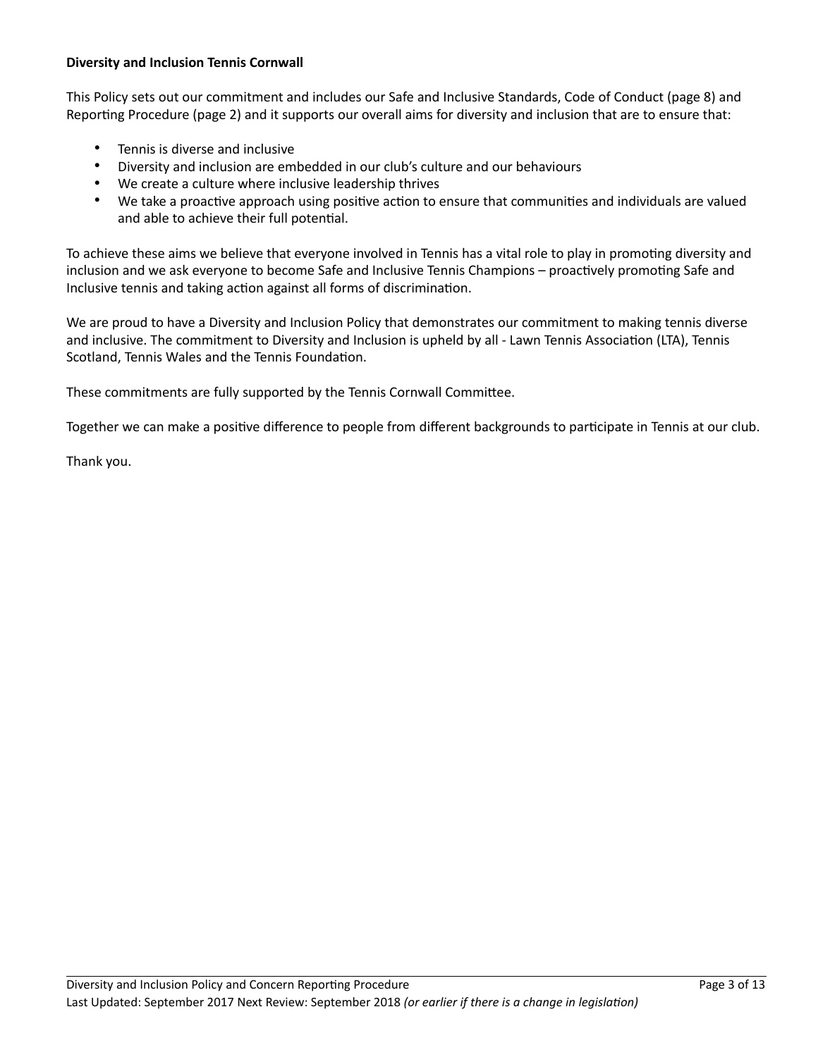**Diversity and Inclusion Tennis Cornwall**

This Policy sets out our commitment and includes our Safe and Inclusive Standards, Code of Conduct (page 8) and Reporting Procedure (page 2) and it supports our overall aims for diversity and inclusion that are to ensure that:

- Tennis is diverse and inclusive
- Diversity and inclusion are embedded in our club's culture and our behaviours
- We create a culture where inclusive leadership thrives
- We take a proactive approach using positive action to ensure that communities and individuals are valued and able to achieve their full potential.

To achieve these aims we believe that everyone involved in Tennis has a vital role to play in promoting diversity and inclusion and we ask everyone to become Safe and Inclusive Tennis Champions – proactively promoting Safe and Inclusive tennis and taking action against all forms of discrimination.

We are proud to have a Diversity and Inclusion Policy that demonstrates our commitment to making tennis diverse and inclusive. The commitment to Diversity and Inclusion is upheld by all - Lawn Tennis Association (LTA), Tennis Scotland, Tennis Wales and the Tennis Foundation.

These commitments are fully supported by the Tennis Cornwall Committee.

Together we can make a positive difference to people from different backgrounds to participate in Tennis at our club.

Thank you.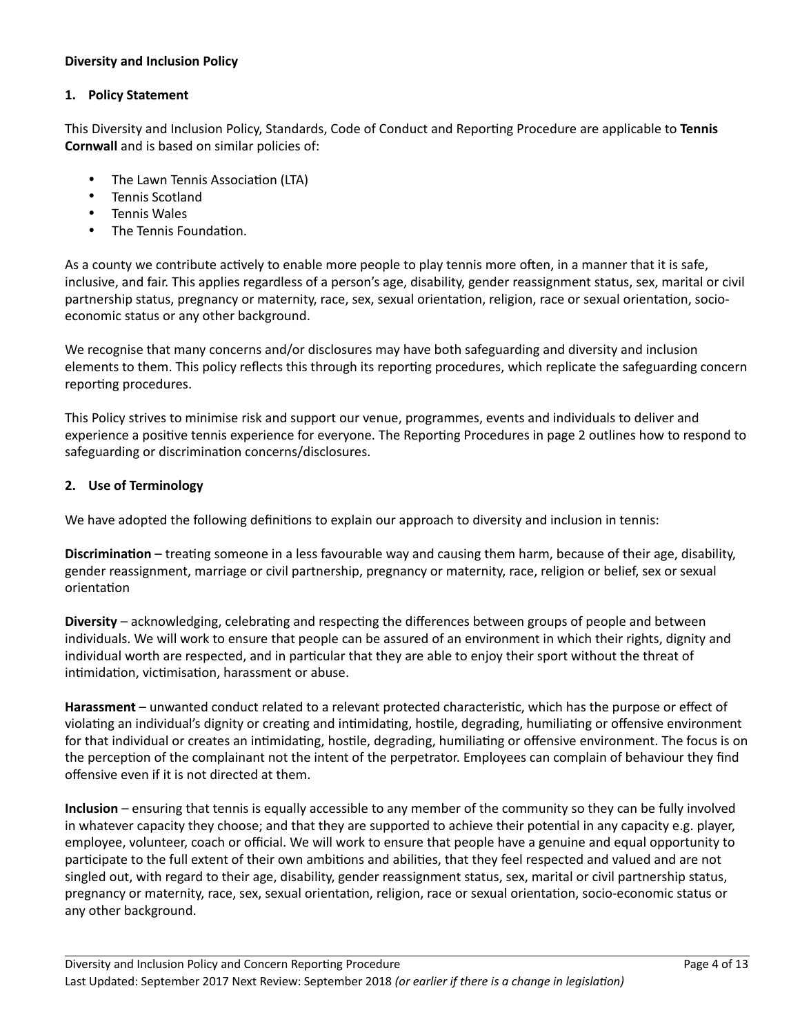**Diversity and Inclusion Policy**

## 1. Policy Statement

This Diversity and Inclusion Policy, Standards, Code of Conduct and Reporting Procedure are applicable to **Tennis Cornwall** and is based on similar policies of:

- The Lawn Tennis Association (LTA)
- Tennis Scotland
- Tennis Wales
- The Tennis Foundation.

As a county we contribute actively to enable more people to play tennis more often, in a manner that it is safe, inclusive, and fair. This applies regardless of a person's age, disability, gender reassignment status, sex, marital or civil partnership status, pregnancy or maternity, race, sex, sexual orientation, religion, race or sexual orientation, socio-economic status or any other background.

We recognise that many concerns and/or disclosures may have both safeguarding and diversity and inclusion elements to them. This policy reflects this through its reporting procedures, which replicate the safeguarding concern reporting procedures.

This Policy strives to minimise risk and support our venue, programmes, events and individuals to deliver and experience a positive tennis experience for everyone. The Reporting Procedures in page 2 outlines how to respond to safeguarding or discrimination concerns/disclosures.

## 2. Use of Terminology

We have adopted the following definitions to explain our approach to diversity and inclusion in tennis:

**Discrimination** – treating someone in a less favourable way and causing them harm, because of their age, disability, gender reassignment, marriage or civil partnership, pregnancy or maternity, race, religion or belief, sex or sexual orientation

**Diversity** – acknowledging, celebrating and respecting the differences between groups of people and between individuals. We will work to ensure that people can be assured of an environment in which their rights, dignity and individual worth are respected, and in particular that they are able to enjoy their sport without the threat of intimidation, victimisation, harassment or abuse.

**Harassment** – unwanted conduct related to a relevant protected characteristic, which has the purpose or effect of violating an individual's dignity or creating and intimidating, hostile, degrading, humiliating or offensive environment for that individual or creates an intimidating, hostile, degrading, humiliating or offensive environment. The focus is on the perception of the complainant not the intent of the perpetrator. Employees can complain of behaviour they find offensive even if it is not directed at them.

**Inclusion** – ensuring that tennis is equally accessible to any member of the community so they can be fully involved in whatever capacity they choose; and that they are supported to achieve their potential in any capacity e.g. player, employee, volunteer, coach or official. We will work to ensure that people have a genuine and equal opportunity to participate to the full extent of their own ambitions and abilities, that they feel respected and valued and are not singled out, with regard to their age, disability, gender reassignment status, sex, marital or civil partnership status, pregnancy or maternity, race, sex, sexual orientation, religion, race or sexual orientation, socio-economic status or any other background.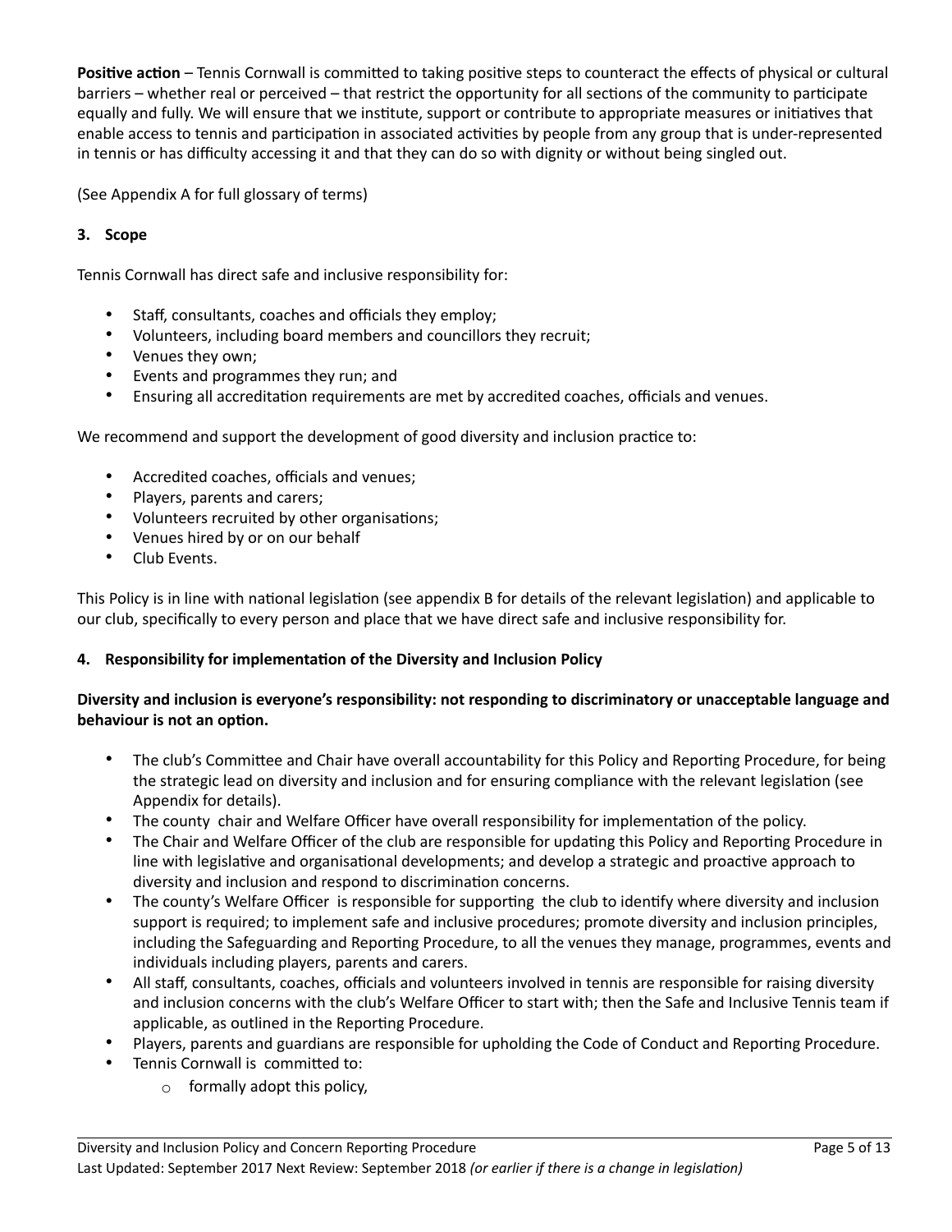**Positive action** – Tennis Cornwall is committed to taking positive steps to counteract the effects of physical or cultural barriers – whether real or perceived – that restrict the opportunity for all sections of the community to participate equally and fully. We will ensure that we institute, support or contribute to appropriate measures or initiatives that enable access to tennis and participation in associated activities by people from any group that is under-represented in tennis or has difficulty accessing it and that they can do so with dignity or without being singled out.

(See Appendix A for full glossary of terms)

### 3. Scope

Tennis Cornwall has direct safe and inclusive responsibility for:

- Staff, consultants, coaches and officials they employ;
- Volunteers, including board members and councillors they recruit;
- Venues they own;
- Events and programmes they run; and
- Ensuring all accreditation requirements are met by accredited coaches, officials and venues.

We recommend and support the development of good diversity and inclusion practice to:

- Accredited coaches, officials and venues;
- Players, parents and carers;
- Volunteers recruited by other organisations;
- Venues hired by or on our behalf
- Club Events.

This Policy is in line with national legislation (see appendix B for details of the relevant legislation) and applicable to our club, specifically to every person and place that we have direct safe and inclusive responsibility for.

### 4. Responsibility for implementation of the Diversity and Inclusion Policy

**Diversity and inclusion is everyone's responsibility: not responding to discriminatory or unacceptable language and behaviour is not an option.**

- The club's Committee and Chair have overall accountability for this Policy and Reporting Procedure, for being the strategic lead on diversity and inclusion and for ensuring compliance with the relevant legislation (see Appendix for details).
- The county chair and Welfare Officer have overall responsibility for implementation of the policy.
- The Chair and Welfare Officer of the club are responsible for updating this Policy and Reporting Procedure in line with legislative and organisational developments; and develop a strategic and proactive approach to diversity and inclusion and respond to discrimination concerns.
- The county's Welfare Officer is responsible for supporting the club to identify where diversity and inclusion support is required; to implement safe and inclusive procedures; promote diversity and inclusion principles, including the Safeguarding and Reporting Procedure, to all the venues they manage, programmes, events and individuals including players, parents and carers.
- All staff, consultants, coaches, officials and volunteers involved in tennis are responsible for raising diversity and inclusion concerns with the club's Welfare Officer to start with; then the Safe and Inclusive Tennis team if applicable, as outlined in the Reporting Procedure.
- Players, parents and guardians are responsible for upholding the Code of Conduct and Reporting Procedure.
- Tennis Cornwall is committed to:
    - formally adopt this policy,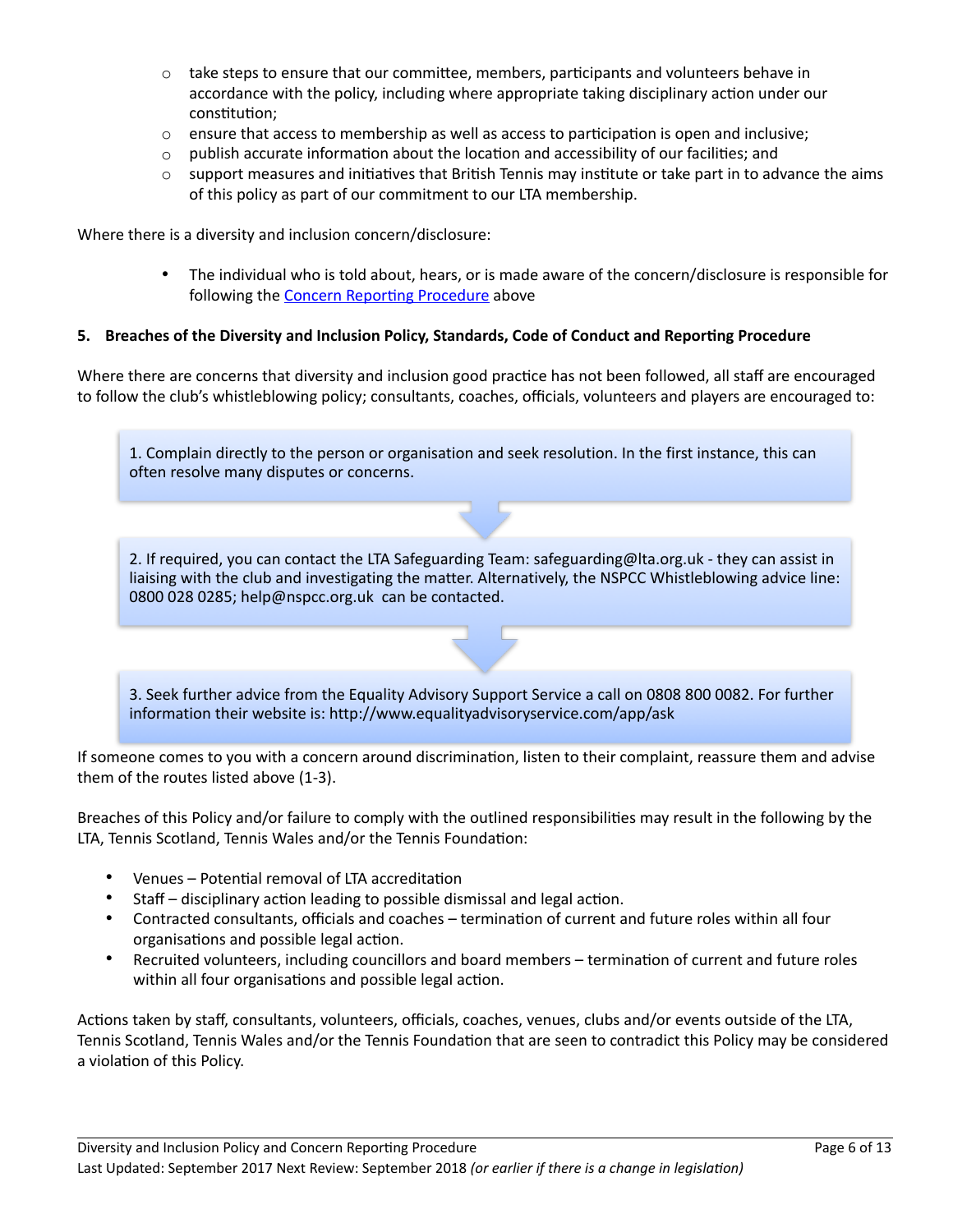- take steps to ensure that our committee, members, participants and volunteers behave in accordance with the policy, including where appropriate taking disciplinary action under our constitution;
- ensure that access to membership as well as access to participation is open and inclusive;
- publish accurate information about the location and accessibility of our facilities; and
- support measures and initiatives that British Tennis may institute or take part in to advance the aims of this policy as part of our commitment to our LTA membership.

Where there is a diversity and inclusion concern/disclosure:

- The individual who is told about, hears, or is made aware of the concern/disclosure is responsible for following the Concern Reporting Procedure above

**5. Breaches of the Diversity and Inclusion Policy, Standards, Code of Conduct and Reporting Procedure**

Where there are concerns that diversity and inclusion good practice has not been followed, all staff are encouraged to follow the club's whistleblowing policy; consultants, coaches, officials, volunteers and players are encouraged to:

1. Complain directly to the person or organisation and seek resolution. In the first instance, this can often resolve many disputes or concerns.

2. If required, you can contact the LTA Safeguarding Team: safeguarding@lta.org.uk - they can assist in liaising with the club and investigating the matter. Alternatively, the NSPCC Whistleblowing advice line: 0800 028 0285; help@nspcc.org.uk can be contacted.

3. Seek further advice from the Equality Advisory Support Service a call on 0808 800 0082. For further information their website is: http://www.equalityadvisoryservice.com/app/ask

If someone comes to you with a concern around discrimination, listen to their complaint, reassure them and advise them of the routes listed above (1-3).

Breaches of this Policy and/or failure to comply with the outlined responsibilities may result in the following by the LTA, Tennis Scotland, Tennis Wales and/or the Tennis Foundation:

- Venues – Potential removal of LTA accreditation
- Staff – disciplinary action leading to possible dismissal and legal action.
- Contracted consultants, officials and coaches – termination of current and future roles within all four organisations and possible legal action.
- Recruited volunteers, including councillors and board members – termination of current and future roles within all four organisations and possible legal action.

Actions taken by staff, consultants, volunteers, officials, coaches, venues, clubs and/or events outside of the LTA, Tennis Scotland, Tennis Wales and/or the Tennis Foundation that are seen to contradict this Policy may be considered a violation of this Policy.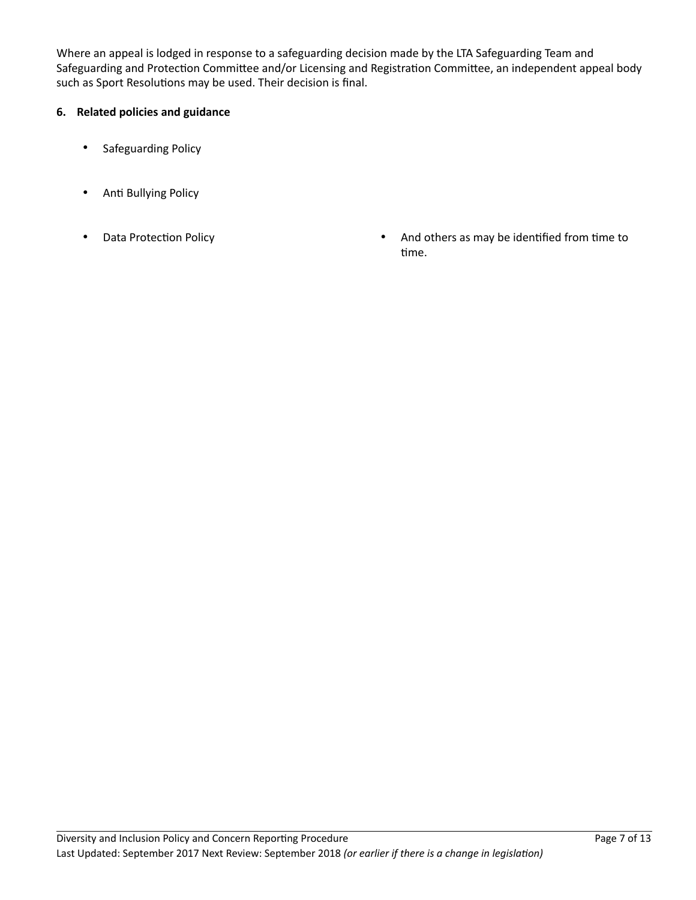Where an appeal is lodged in response to a safeguarding decision made by the LTA Safeguarding Team and Safeguarding and Protection Committee and/or Licensing and Registration Committee, an independent appeal body such as Sport Resolutions may be used. Their decision is final.

**6. Related policies and guidance**

- Safeguarding Policy
- Anti Bullying Policy
- Data Protection Policy
- And others as may be identified from time to time.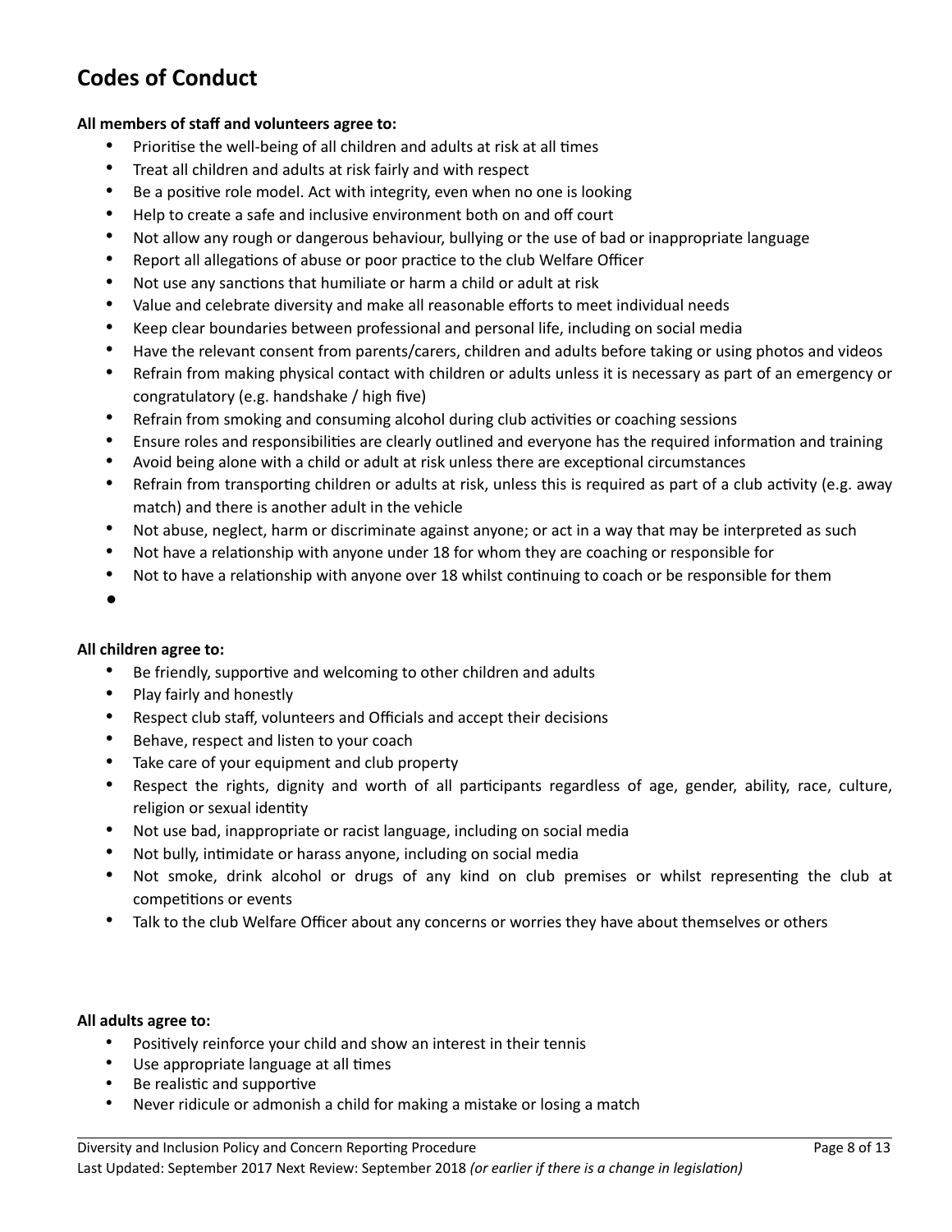## Codes of Conduct

**All members of staff and volunteers agree to:**

- Prioritise the well-being of all children and adults at risk at all times
- Treat all children and adults at risk fairly and with respect
- Be a positive role model. Act with integrity, even when no one is looking
- Help to create a safe and inclusive environment both on and off court
- Not allow any rough or dangerous behaviour, bullying or the use of bad or inappropriate language
- Report all allegations of abuse or poor practice to the club Welfare Officer
- Not use any sanctions that humiliate or harm a child or adult at risk
- Value and celebrate diversity and make all reasonable efforts to meet individual needs
- Keep clear boundaries between professional and personal life, including on social media
- Have the relevant consent from parents/carers, children and adults before taking or using photos and videos
- Refrain from making physical contact with children or adults unless it is necessary as part of an emergency or congratulatory (e.g. handshake / high five)
- Refrain from smoking and consuming alcohol during club activities or coaching sessions
- Ensure roles and responsibilities are clearly outlined and everyone has the required information and training
- Avoid being alone with a child or adult at risk unless there are exceptional circumstances
- Refrain from transporting children or adults at risk, unless this is required as part of a club activity (e.g. away match) and there is another adult in the vehicle
- Not abuse, neglect, harm or discriminate against anyone; or act in a way that may be interpreted as such
- Not have a relationship with anyone under 18 for whom they are coaching or responsible for
- Not to have a relationship with anyone over 18 whilst continuing to coach or be responsible for them

**All children agree to:**

- Be friendly, supportive and welcoming to other children and adults
- Play fairly and honestly
- Respect club staff, volunteers and Officials and accept their decisions
- Behave, respect and listen to your coach
- Take care of your equipment and club property
- Respect the rights, dignity and worth of all participants regardless of age, gender, ability, race, culture, religion or sexual identity
- Not use bad, inappropriate or racist language, including on social media
- Not bully, intimidate or harass anyone, including on social media
- Not smoke, drink alcohol or drugs of any kind on club premises or whilst representing the club at competitions or events
- Talk to the club Welfare Officer about any concerns or worries they have about themselves or others

**All adults agree to:**

- Positively reinforce your child and show an interest in their tennis
- Use appropriate language at all times
- Be realistic and supportive
- Never ridicule or admonish a child for making a mistake or losing a match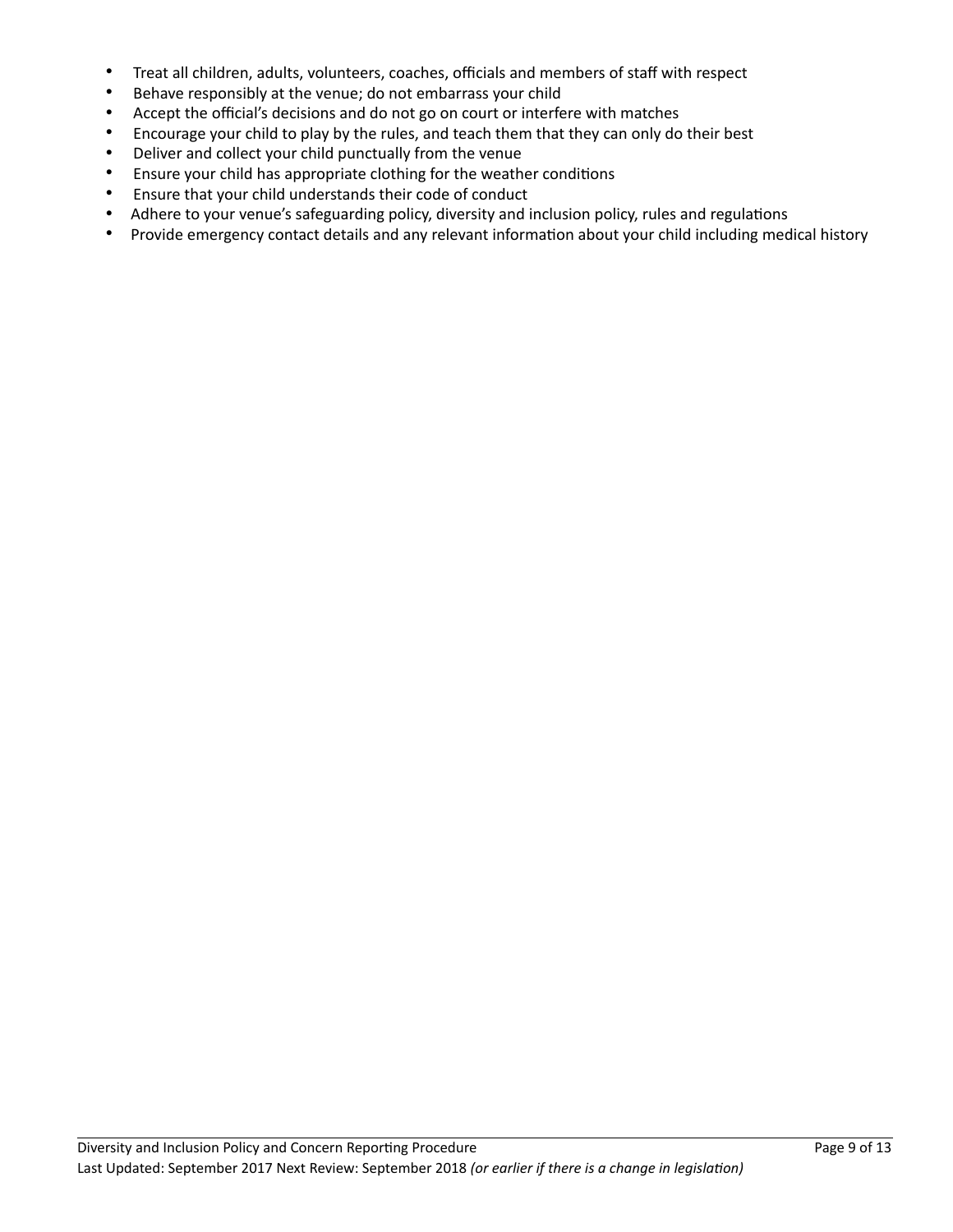- Treat all children, adults, volunteers, coaches, officials and members of staff with respect
- Behave responsibly at the venue; do not embarrass your child
- Accept the official's decisions and do not go on court or interfere with matches
- Encourage your child to play by the rules, and teach them that they can only do their best
- Deliver and collect your child punctually from the venue
- Ensure your child has appropriate clothing for the weather conditions
- Ensure that your child understands their code of conduct
- Adhere to your venue's safeguarding policy, diversity and inclusion policy, rules and regulations
- Provide emergency contact details and any relevant information about your child including medical history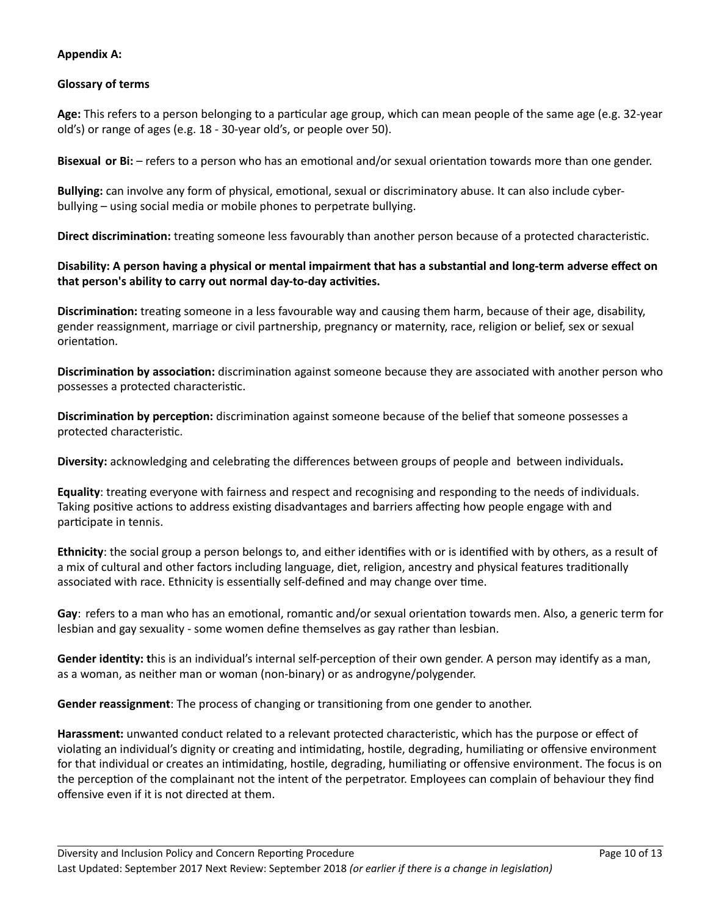**Appendix A:**

**Glossary of terms**

**Age:** This refers to a person belonging to a particular age group, which can mean people of the same age (e.g. 32-year old's) or range of ages (e.g. 18 - 30-year old's, or people over 50).

**Bisexual or Bi:** – refers to a person who has an emotional and/or sexual orientation towards more than one gender.

**Bullying:** can involve any form of physical, emotional, sexual or discriminatory abuse. It can also include cyber-bullying – using social media or mobile phones to perpetrate bullying.

**Direct discrimination:** treating someone less favourably than another person because of a protected characteristic.

**Disability: A person having a physical or mental impairment that has a substantial and long-term adverse effect on that person's ability to carry out normal day-to-day activities.**

**Discrimination:** treating someone in a less favourable way and causing them harm, because of their age, disability, gender reassignment, marriage or civil partnership, pregnancy or maternity, race, religion or belief, sex or sexual orientation.

**Discrimination by association:** discrimination against someone because they are associated with another person who possesses a protected characteristic.

**Discrimination by perception:** discrimination against someone because of the belief that someone possesses a protected characteristic.

**Diversity:** acknowledging and celebrating the differences between groups of people and between individuals**.**

**Equality**: treating everyone with fairness and respect and recognising and responding to the needs of individuals. Taking positive actions to address existing disadvantages and barriers affecting how people engage with and participate in tennis.

**Ethnicity**: the social group a person belongs to, and either identifies with or is identified with by others, as a result of a mix of cultural and other factors including language, diet, religion, ancestry and physical features traditionally associated with race. Ethnicity is essentially self-defined and may change over time.

**Gay**: refers to a man who has an emotional, romantic and/or sexual orientation towards men. Also, a generic term for lesbian and gay sexuality - some women define themselves as gay rather than lesbian.

**Gender identity: t**his is an individual's internal self-perception of their own gender. A person may identify as a man, as a woman, as neither man or woman (non-binary) or as androgyne/polygender.

**Gender reassignment**: The process of changing or transitioning from one gender to another.

**Harassment:** unwanted conduct related to a relevant protected characteristic, which has the purpose or effect of violating an individual's dignity or creating and intimidating, hostile, degrading, humiliating or offensive environment for that individual or creates an intimidating, hostile, degrading, humiliating or offensive environment. The focus is on the perception of the complainant not the intent of the perpetrator. Employees can complain of behaviour they find offensive even if it is not directed at them.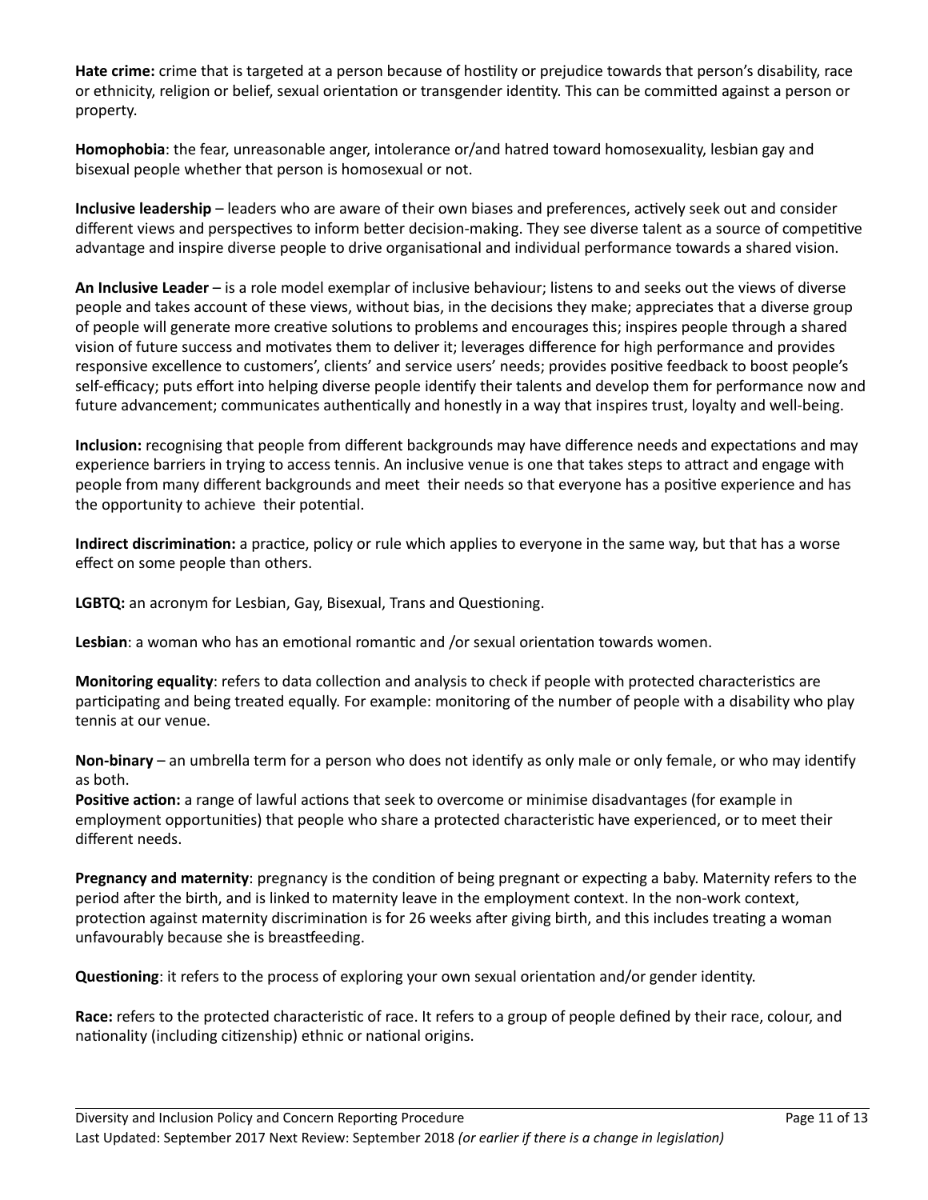**Hate crime:** crime that is targeted at a person because of hostility or prejudice towards that person's disability, race or ethnicity, religion or belief, sexual orientation or transgender identity. This can be committed against a person or property.

**Homophobia**: the fear, unreasonable anger, intolerance or/and hatred toward homosexuality, lesbian gay and bisexual people whether that person is homosexual or not.

**Inclusive leadership** – leaders who are aware of their own biases and preferences, actively seek out and consider different views and perspectives to inform better decision-making. They see diverse talent as a source of competitive advantage and inspire diverse people to drive organisational and individual performance towards a shared vision.

**An Inclusive Leader** – is a role model exemplar of inclusive behaviour; listens to and seeks out the views of diverse people and takes account of these views, without bias, in the decisions they make; appreciates that a diverse group of people will generate more creative solutions to problems and encourages this; inspires people through a shared vision of future success and motivates them to deliver it; leverages difference for high performance and provides responsive excellence to customers', clients' and service users' needs; provides positive feedback to boost people's self-efficacy; puts effort into helping diverse people identify their talents and develop them for performance now and future advancement; communicates authentically and honestly in a way that inspires trust, loyalty and well-being.

**Inclusion:** recognising that people from different backgrounds may have difference needs and expectations and may experience barriers in trying to access tennis. An inclusive venue is one that takes steps to attract and engage with people from many different backgrounds and meet their needs so that everyone has a positive experience and has the opportunity to achieve their potential.

**Indirect discrimination:** a practice, policy or rule which applies to everyone in the same way, but that has a worse effect on some people than others.

**LGBTQ:** an acronym for Lesbian, Gay, Bisexual, Trans and Questioning.

**Lesbian**: a woman who has an emotional romantic and /or sexual orientation towards women.

**Monitoring equality**: refers to data collection and analysis to check if people with protected characteristics are participating and being treated equally. For example: monitoring of the number of people with a disability who play tennis at our venue.

**Non-binary** – an umbrella term for a person who does not identify as only male or only female, or who may identify as both.

**Positive action:** a range of lawful actions that seek to overcome or minimise disadvantages (for example in employment opportunities) that people who share a protected characteristic have experienced, or to meet their different needs.

**Pregnancy and maternity**: pregnancy is the condition of being pregnant or expecting a baby. Maternity refers to the period after the birth, and is linked to maternity leave in the employment context. In the non-work context, protection against maternity discrimination is for 26 weeks after giving birth, and this includes treating a woman unfavourably because she is breastfeeding.

**Questioning**: it refers to the process of exploring your own sexual orientation and/or gender identity.

**Race:** refers to the protected characteristic of race. It refers to a group of people defined by their race, colour, and nationality (including citizenship) ethnic or national origins.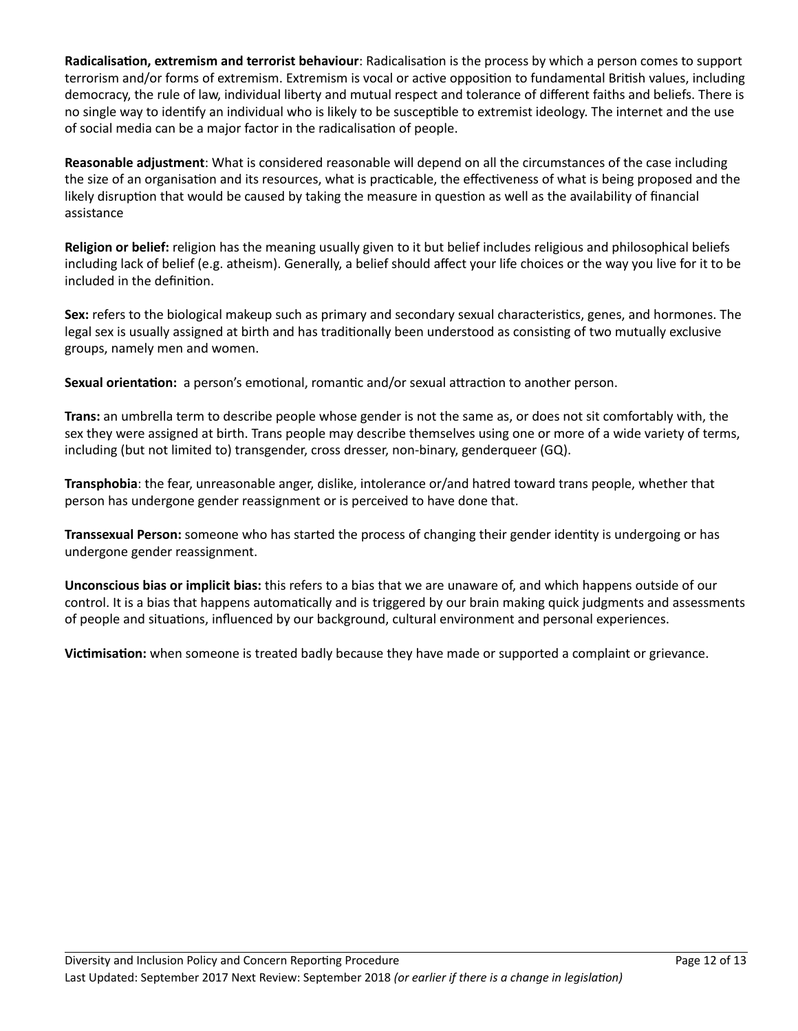**Radicalisation, extremism and terrorist behaviour**: Radicalisation is the process by which a person comes to support terrorism and/or forms of extremism. Extremism is vocal or active opposition to fundamental British values, including democracy, the rule of law, individual liberty and mutual respect and tolerance of different faiths and beliefs. There is no single way to identify an individual who is likely to be susceptible to extremist ideology. The internet and the use of social media can be a major factor in the radicalisation of people.

**Reasonable adjustment**: What is considered reasonable will depend on all the circumstances of the case including the size of an organisation and its resources, what is practicable, the effectiveness of what is being proposed and the likely disruption that would be caused by taking the measure in question as well as the availability of financial assistance

**Religion or belief:** religion has the meaning usually given to it but belief includes religious and philosophical beliefs including lack of belief (e.g. atheism). Generally, a belief should affect your life choices or the way you live for it to be included in the definition.

**Sex:** refers to the biological makeup such as primary and secondary sexual characteristics, genes, and hormones. The legal sex is usually assigned at birth and has traditionally been understood as consisting of two mutually exclusive groups, namely men and women.

**Sexual orientation:** a person's emotional, romantic and/or sexual attraction to another person.

**Trans:** an umbrella term to describe people whose gender is not the same as, or does not sit comfortably with, the sex they were assigned at birth. Trans people may describe themselves using one or more of a wide variety of terms, including (but not limited to) transgender, cross dresser, non-binary, genderqueer (GQ).

**Transphobia**: the fear, unreasonable anger, dislike, intolerance or/and hatred toward trans people, whether that person has undergone gender reassignment or is perceived to have done that.

**Transsexual Person:** someone who has started the process of changing their gender identity is undergoing or has undergone gender reassignment.

**Unconscious bias or implicit bias:** this refers to a bias that we are unaware of, and which happens outside of our control. It is a bias that happens automatically and is triggered by our brain making quick judgments and assessments of people and situations, influenced by our background, cultural environment and personal experiences.

**Victimisation:** when someone is treated badly because they have made or supported a complaint or grievance.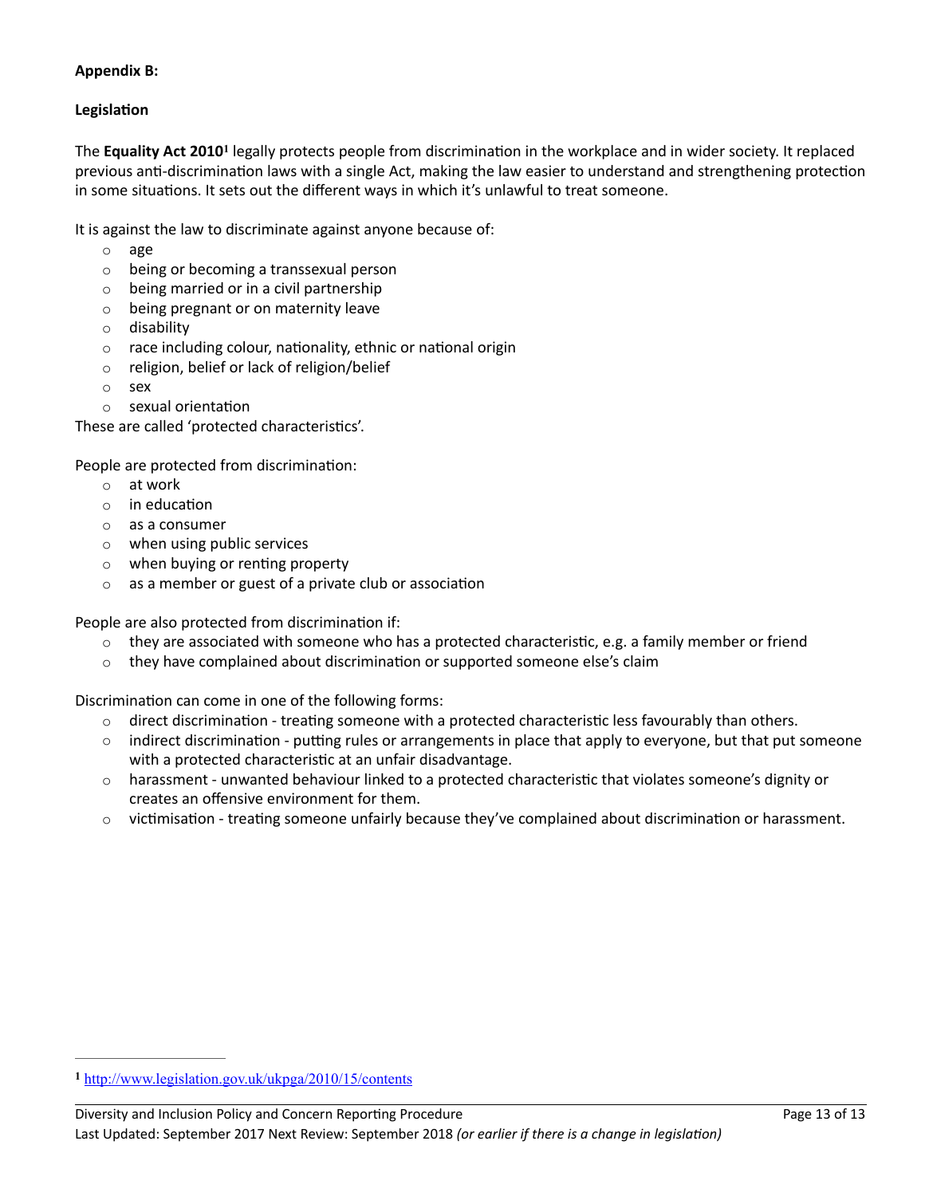**Appendix B:**

**Legislation**

The **Equality Act 2010**[1] legally protects people from discrimination in the workplace and in wider society. It replaced previous anti-discrimination laws with a single Act, making the law easier to understand and strengthening protection in some situations. It sets out the different ways in which it's unlawful to treat someone.

It is against the law to discriminate against anyone because of:

- age
- being or becoming a transsexual person
- being married or in a civil partnership
- being pregnant or on maternity leave
- disability
- race including colour, nationality, ethnic or national origin
- religion, belief or lack of religion/belief
- sex
- sexual orientation

These are called 'protected characteristics'.

People are protected from discrimination:

- at work
- in education
- as a consumer
- when using public services
- when buying or renting property
- as a member or guest of a private club or association

People are also protected from discrimination if:

- they are associated with someone who has a protected characteristic, e.g. a family member or friend
- they have complained about discrimination or supported someone else's claim

Discrimination can come in one of the following forms:

- direct discrimination - treating someone with a protected characteristic less favourably than others.
- indirect discrimination - putting rules or arrangements in place that apply to everyone, but that put someone with a protected characteristic at an unfair disadvantage.
- harassment - unwanted behaviour linked to a protected characteristic that violates someone's dignity or creates an offensive environment for them.
- victimisation - treating someone unfairly because they've complained about discrimination or harassment.

---

[1] http://www.legislation.gov.uk/ukpga/2010/15/contents